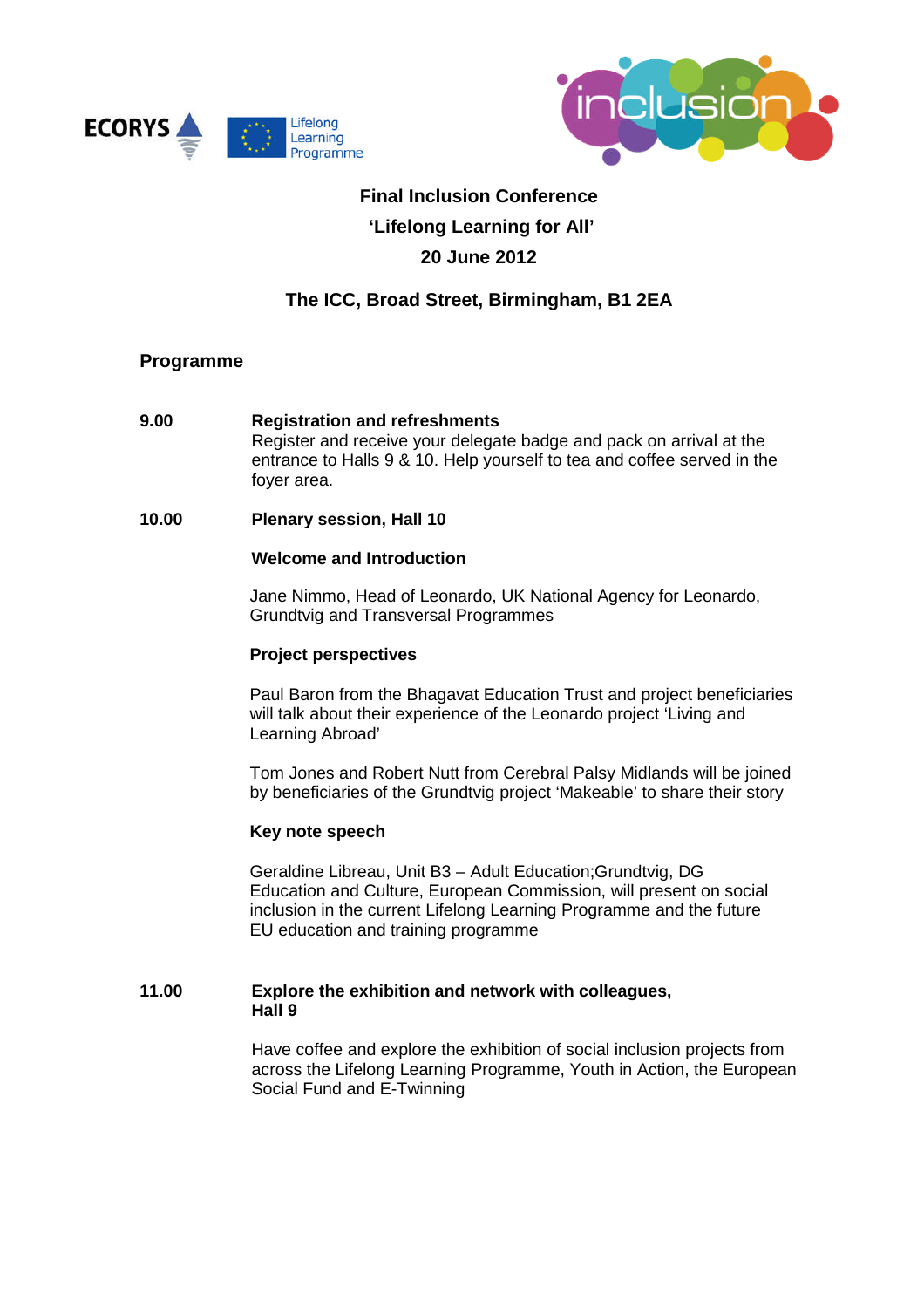ECORYS

Lifelong Learning Programme

inclusion

# Final Inclusion Conference
## 'Lifelong Learning for All'
## 20 June 2012

## The ICC, Broad Street, Birmingham, B1 2EA

### Programme

**9.00** **Registration and refreshments**
Register and receive your delegate badge and pack on arrival at the entrance to Halls 9 & 10. Help yourself to tea and coffee served in the foyer area.

**10.00** **Plenary session, Hall 10**

**Welcome and Introduction**

Jane Nimmo, Head of Leonardo, UK National Agency for Leonardo, Grundtvig and Transversal Programmes

**Project perspectives**

Paul Baron from the Bhagavat Education Trust and project beneficiaries will talk about their experience of the Leonardo project 'Living and Learning Abroad'

Tom Jones and Robert Nutt from Cerebral Palsy Midlands will be joined by beneficiaries of the Grundtvig project 'Makeable' to share their story

**Key note speech**

Geraldine Libreau, Unit B3 – Adult Education;Grundtvig, DG Education and Culture, European Commission, will present on social inclusion in the current Lifelong Learning Programme and the future EU education and training programme

**11.00** **Explore the exhibition and network with colleagues, Hall 9**

Have coffee and explore the exhibition of social inclusion projects from across the Lifelong Learning Programme, Youth in Action, the European Social Fund and E-Twinning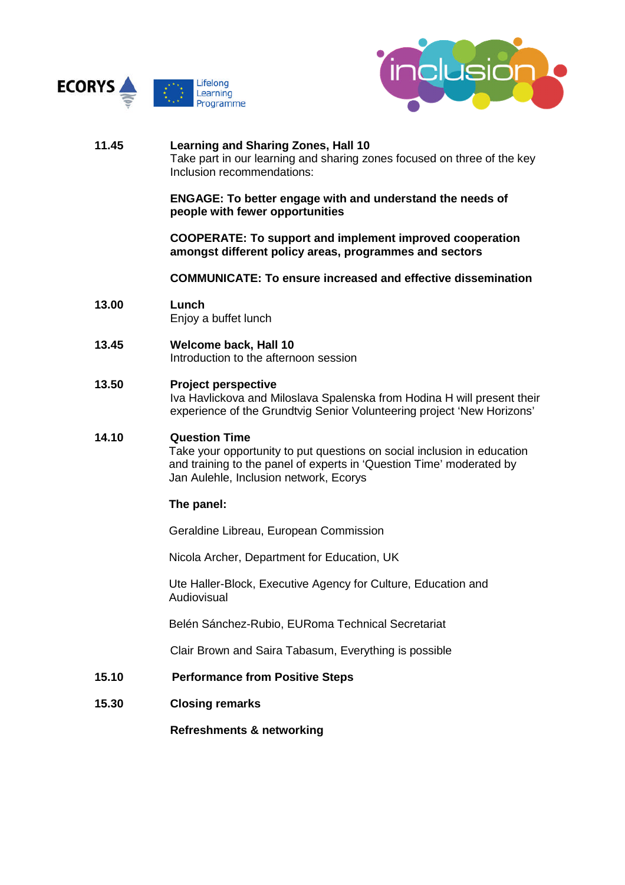**11.45** **Learning and Sharing Zones, Hall 10**
Take part in our learning and sharing zones focused on three of the key Inclusion recommendations:

**ENGAGE: To better engage with and understand the needs of people with fewer opportunities**

**COOPERATE: To support and implement improved cooperation amongst different policy areas, programmes and sectors**

**COMMUNICATE: To ensure increased and effective dissemination**

**13.00** **Lunch**
Enjoy a buffet lunch

**13.45** **Welcome back, Hall 10**
Introduction to the afternoon session

**13.50** **Project perspective**
Iva Havlickova and Miloslava Spalenska from Hodina H will present their experience of the Grundtvig Senior Volunteering project 'New Horizons'

**14.10** **Question Time**
Take your opportunity to put questions on social inclusion in education and training to the panel of experts in 'Question Time' moderated by Jan Aulehle, Inclusion network, Ecorys

**The panel:**

Geraldine Libreau, European Commission

Nicola Archer, Department for Education, UK

Ute Haller-Block, Executive Agency for Culture, Education and Audiovisual

Belén Sánchez-Rubio, EURoma Technical Secretariat

Clair Brown and Saira Tabasum, Everything is possible

**15.10** **Performance from Positive Steps**

**15.30** **Closing remarks**

**Refreshments & networking**